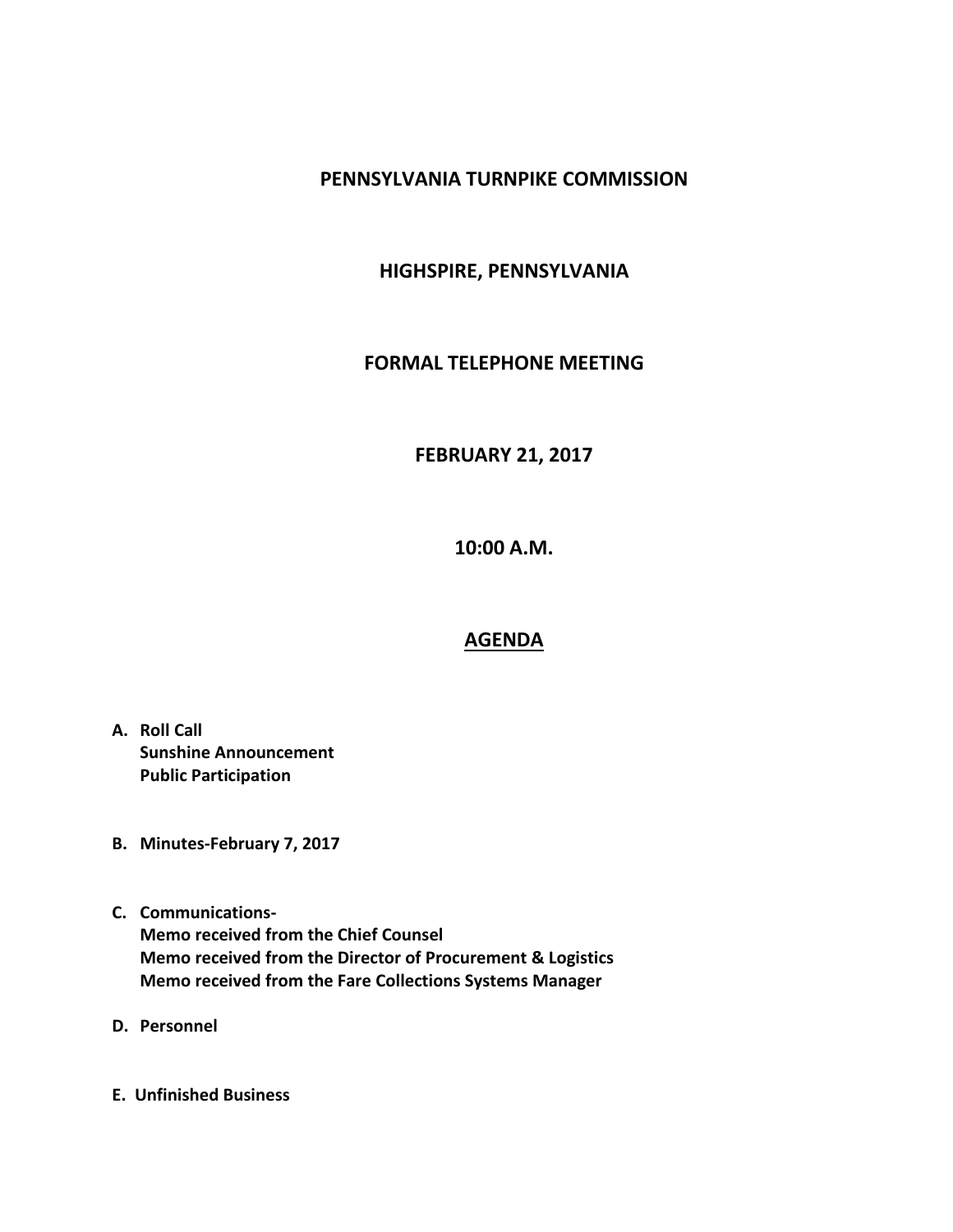# PENNSYLVANIA TURNPIKE COMMISSION

## HIGHSPIRE, PENNSYLVANIA

## FORMAL TELEPHONE MEETING

## FEBRUARY 21, 2017

## 10:00 A.M.

## AGENDA

**A. Roll Call**
**Sunshine Announcement**
**Public Participation**

**B. Minutes-February 7, 2017**

**C. Communications-**
**Memo received from the Chief Counsel**
**Memo received from the Director of Procurement & Logistics**
**Memo received from the Fare Collections Systems Manager**

**D. Personnel**

**E. Unfinished Business**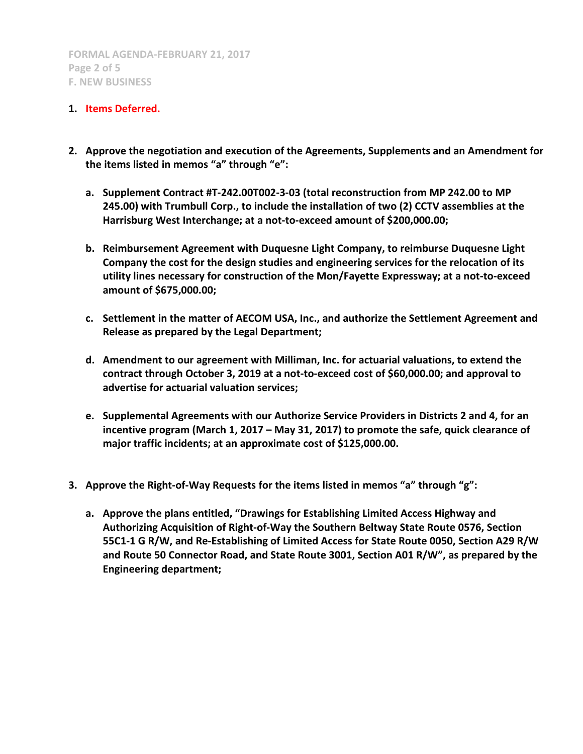1. **Items Deferred.**

2. **Approve the negotiation and execution of the Agreements, Supplements and an Amendment for the items listed in memos "a" through "e":**

   a. **Supplement Contract #T-242.00T002-3-03 (total reconstruction from MP 242.00 to MP 245.00) with Trumbull Corp., to include the installation of two (2) CCTV assemblies at the Harrisburg West Interchange; at a not-to-exceed amount of $200,000.00;**

   b. **Reimbursement Agreement with Duquesne Light Company, to reimburse Duquesne Light Company the cost for the design studies and engineering services for the relocation of its utility lines necessary for construction of the Mon/Fayette Expressway; at a not-to-exceed amount of $675,000.00;**

   c. **Settlement in the matter of AECOM USA, Inc., and authorize the Settlement Agreement and Release as prepared by the Legal Department;**

   d. **Amendment to our agreement with Milliman, Inc. for actuarial valuations, to extend the contract through October 3, 2019 at a not-to-exceed cost of $60,000.00; and approval to advertise for actuarial valuation services;**

   e. **Supplemental Agreements with our Authorize Service Providers in Districts 2 and 4, for an incentive program (March 1, 2017 – May 31, 2017) to promote the safe, quick clearance of major traffic incidents; at an approximate cost of $125,000.00.**

3. **Approve the Right-of-Way Requests for the items listed in memos "a" through "g":**

   a. **Approve the plans entitled, "Drawings for Establishing Limited Access Highway and Authorizing Acquisition of Right-of-Way the Southern Beltway State Route 0576, Section 55C1-1 G R/W, and Re-Establishing of Limited Access for State Route 0050, Section A29 R/W and Route 50 Connector Road, and State Route 3001, Section A01 R/W", as prepared by the Engineering department;**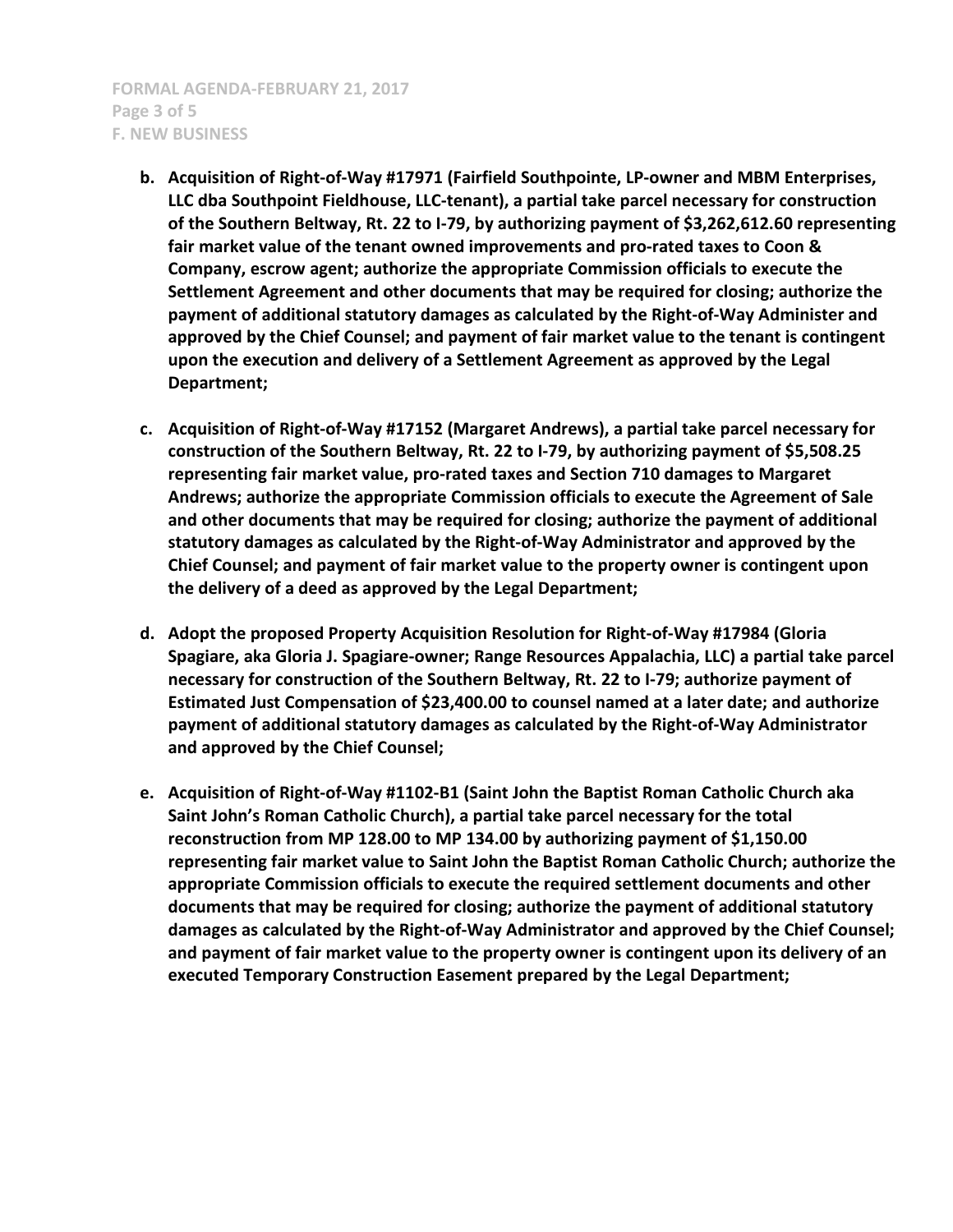- **b. Acquisition of Right-of-Way #17971 (Fairfield Southpointe, LP-owner and MBM Enterprises, LLC dba Southpoint Fieldhouse, LLC-tenant), a partial take parcel necessary for construction of the Southern Beltway, Rt. 22 to I-79, by authorizing payment of $3,262,612.60 representing fair market value of the tenant owned improvements and pro-rated taxes to Coon & Company, escrow agent; authorize the appropriate Commission officials to execute the Settlement Agreement and other documents that may be required for closing; authorize the payment of additional statutory damages as calculated by the Right-of-Way Administer and approved by the Chief Counsel; and payment of fair market value to the tenant is contingent upon the execution and delivery of a Settlement Agreement as approved by the Legal Department;**

- **c. Acquisition of Right-of-Way #17152 (Margaret Andrews), a partial take parcel necessary for construction of the Southern Beltway, Rt. 22 to I-79, by authorizing payment of $5,508.25 representing fair market value, pro-rated taxes and Section 710 damages to Margaret Andrews; authorize the appropriate Commission officials to execute the Agreement of Sale and other documents that may be required for closing; authorize the payment of additional statutory damages as calculated by the Right-of-Way Administrator and approved by the Chief Counsel; and payment of fair market value to the property owner is contingent upon the delivery of a deed as approved by the Legal Department;**

- **d. Adopt the proposed Property Acquisition Resolution for Right-of-Way #17984 (Gloria Spagiare, aka Gloria J. Spagiare-owner; Range Resources Appalachia, LLC) a partial take parcel necessary for construction of the Southern Beltway, Rt. 22 to I-79; authorize payment of Estimated Just Compensation of $23,400.00 to counsel named at a later date; and authorize payment of additional statutory damages as calculated by the Right-of-Way Administrator and approved by the Chief Counsel;**

- **e. Acquisition of Right-of-Way #1102-B1 (Saint John the Baptist Roman Catholic Church aka Saint John's Roman Catholic Church), a partial take parcel necessary for the total reconstruction from MP 128.00 to MP 134.00 by authorizing payment of $1,150.00 representing fair market value to Saint John the Baptist Roman Catholic Church; authorize the appropriate Commission officials to execute the required settlement documents and other documents that may be required for closing; authorize the payment of additional statutory damages as calculated by the Right-of-Way Administrator and approved by the Chief Counsel; and payment of fair market value to the property owner is contingent upon its delivery of an executed Temporary Construction Easement prepared by the Legal Department;**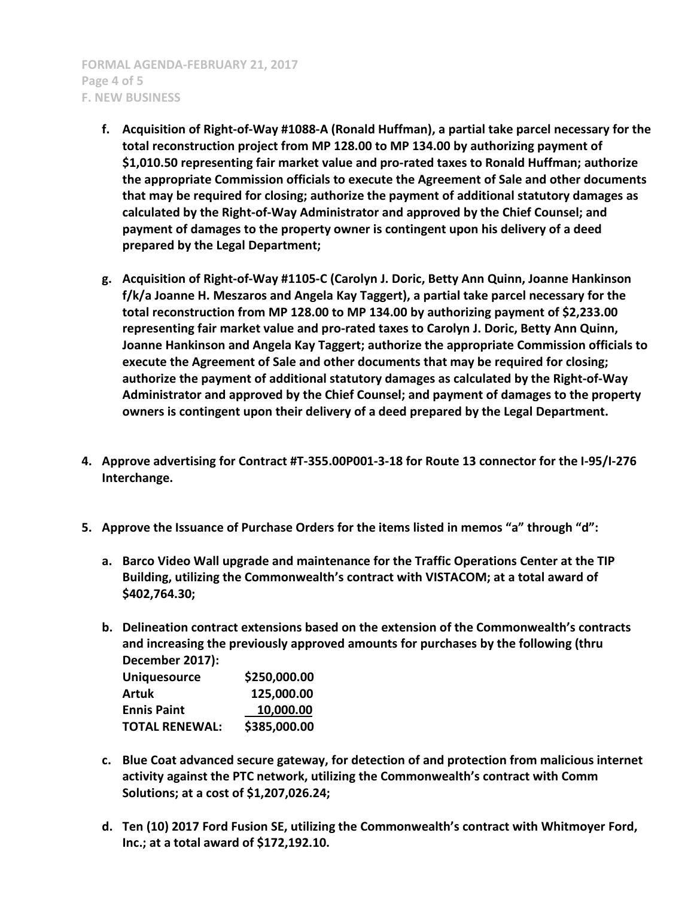**f. Acquisition of Right-of-Way #1088-A (Ronald Huffman), a partial take parcel necessary for the total reconstruction project from MP 128.00 to MP 134.00 by authorizing payment of $1,010.50 representing fair market value and pro-rated taxes to Ronald Huffman; authorize the appropriate Commission officials to execute the Agreement of Sale and other documents that may be required for closing; authorize the payment of additional statutory damages as calculated by the Right-of-Way Administrator and approved by the Chief Counsel; and payment of damages to the property owner is contingent upon his delivery of a deed prepared by the Legal Department;**

**g. Acquisition of Right-of-Way #1105-C (Carolyn J. Doric, Betty Ann Quinn, Joanne Hankinson f/k/a Joanne H. Meszaros and Angela Kay Taggert), a partial take parcel necessary for the total reconstruction from MP 128.00 to MP 134.00 by authorizing payment of $2,233.00 representing fair market value and pro-rated taxes to Carolyn J. Doric, Betty Ann Quinn, Joanne Hankinson and Angela Kay Taggert; authorize the appropriate Commission officials to execute the Agreement of Sale and other documents that may be required for closing; authorize the payment of additional statutory damages as calculated by the Right-of-Way Administrator and approved by the Chief Counsel; and payment of damages to the property owners is contingent upon their delivery of a deed prepared by the Legal Department.**

**4. Approve advertising for Contract #T-355.00P001-3-18 for Route 13 connector for the I-95/I-276 Interchange.**

**5. Approve the Issuance of Purchase Orders for the items listed in memos "a" through "d":**

**a. Barco Video Wall upgrade and maintenance for the Traffic Operations Center at the TIP Building, utilizing the Commonwealth's contract with VISTACOM; at a total award of $402,764.30;**

**b. Delineation contract extensions based on the extension of the Commonwealth's contracts and increasing the previously approved amounts for purchases by the following (thru December 2017):**

| | |
|---|---|
| **Uniquesource** | **$250,000.00** |
| **Artuk** | **125,000.00** |
| **Ennis Paint** | **10,000.00** |
| **TOTAL RENEWAL:** | **$385,000.00** |

**c. Blue Coat advanced secure gateway, for detection of and protection from malicious internet activity against the PTC network, utilizing the Commonwealth's contract with Comm Solutions; at a cost of $1,207,026.24;**

**d. Ten (10) 2017 Ford Fusion SE, utilizing the Commonwealth's contract with Whitmoyer Ford, Inc.; at a total award of $172,192.10.**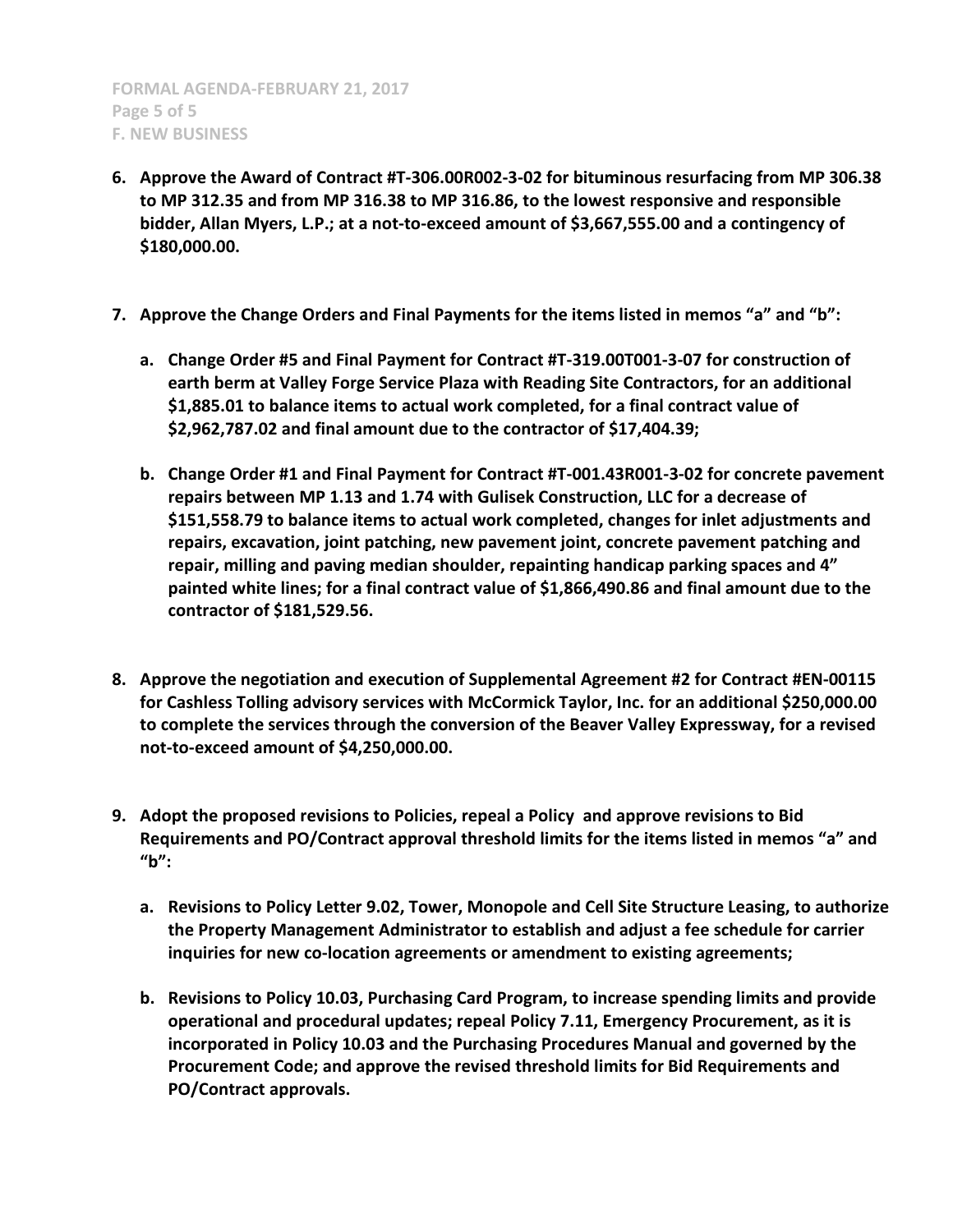**F. NEW BUSINESS**

6. **Approve the Award of Contract #T-306.00R002-3-02 for bituminous resurfacing from MP 306.38 to MP 312.35 and from MP 316.38 to MP 316.86, to the lowest responsive and responsible bidder, Allan Myers, L.P.; at a not-to-exceed amount of $3,667,555.00 and a contingency of $180,000.00.**

7. **Approve the Change Orders and Final Payments for the items listed in memos "a" and "b":**

   a. **Change Order #5 and Final Payment for Contract #T-319.00T001-3-07 for construction of earth berm at Valley Forge Service Plaza with Reading Site Contractors, for an additional $1,885.01 to balance items to actual work completed, for a final contract value of $2,962,787.02 and final amount due to the contractor of $17,404.39;**

   b. **Change Order #1 and Final Payment for Contract #T-001.43R001-3-02 for concrete pavement repairs between MP 1.13 and 1.74 with Gulisek Construction, LLC for a decrease of $151,558.79 to balance items to actual work completed, changes for inlet adjustments and repairs, excavation, joint patching, new pavement joint, concrete pavement patching and repair, milling and paving median shoulder, repainting handicap parking spaces and 4" painted white lines; for a final contract value of $1,866,490.86 and final amount due to the contractor of $181,529.56.**

8. **Approve the negotiation and execution of Supplemental Agreement #2 for Contract #EN-00115 for Cashless Tolling advisory services with McCormick Taylor, Inc. for an additional $250,000.00 to complete the services through the conversion of the Beaver Valley Expressway, for a revised not-to-exceed amount of $4,250,000.00.**

9. **Adopt the proposed revisions to Policies, repeal a Policy and approve revisions to Bid Requirements and PO/Contract approval threshold limits for the items listed in memos "a" and "b":**

   a. **Revisions to Policy Letter 9.02, Tower, Monopole and Cell Site Structure Leasing, to authorize the Property Management Administrator to establish and adjust a fee schedule for carrier inquiries for new co-location agreements or amendment to existing agreements;**

   b. **Revisions to Policy 10.03, Purchasing Card Program, to increase spending limits and provide operational and procedural updates; repeal Policy 7.11, Emergency Procurement, as it is incorporated in Policy 10.03 and the Purchasing Procedures Manual and governed by the Procurement Code; and approve the revised threshold limits for Bid Requirements and PO/Contract approvals.**